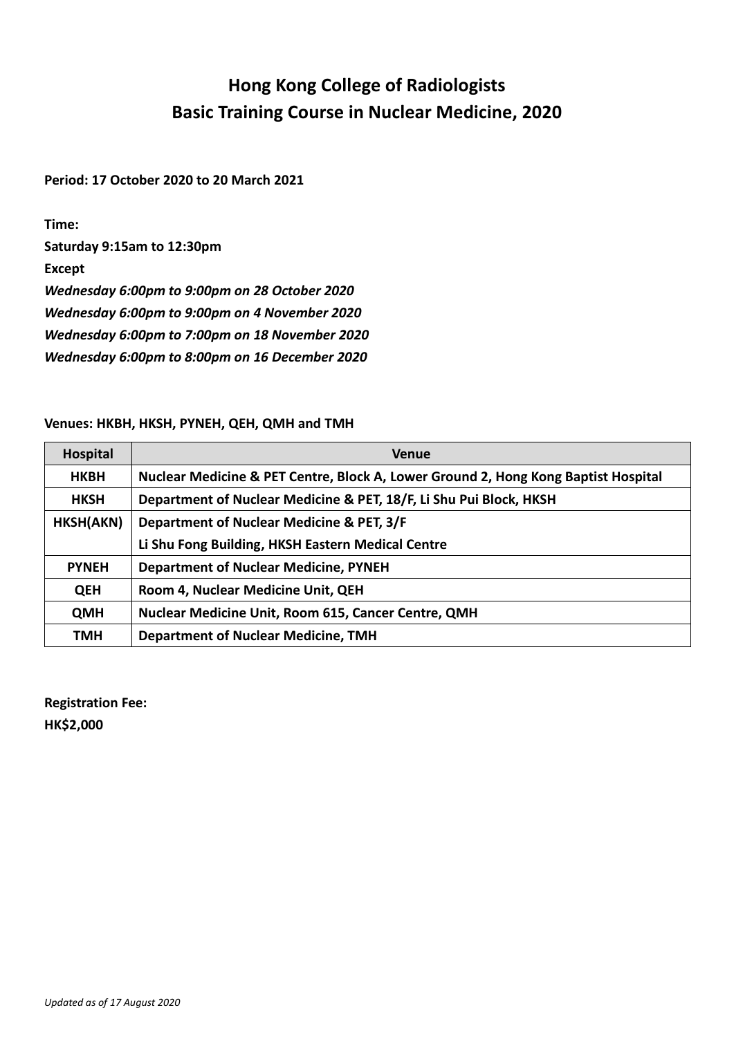# Hong Kong College of Radiologists
# Basic Training Course in Nuclear Medicine, 2020

**Period: 17 October 2020 to 20 March 2021**

**Time:**

**Saturday 9:15am to 12:30pm**

**Except**

***Wednesday 6:00pm to 9:00pm on 28 October 2020***

***Wednesday 6:00pm to 9:00pm on 4 November 2020***

***Wednesday 6:00pm to 7:00pm on 18 November 2020***

***Wednesday 6:00pm to 8:00pm on 16 December 2020***

**Venues: HKBH, HKSH, PYNEH, QEH, QMH and TMH**

| Hospital | Venue |
|---|---|
| **HKBH** | **Nuclear Medicine & PET Centre, Block A, Lower Ground 2, Hong Kong Baptist Hospital** |
| **HKSH** | **Department of Nuclear Medicine & PET, 18/F, Li Shu Pui Block, HKSH** |
| **HKSH(AKN)** | **Department of Nuclear Medicine & PET, 3/F Li Shu Fong Building, HKSH Eastern Medical Centre** |
| **PYNEH** | **Department of Nuclear Medicine, PYNEH** |
| **QEH** | **Room 4, Nuclear Medicine Unit, QEH** |
| **QMH** | **Nuclear Medicine Unit, Room 615, Cancer Centre, QMH** |
| **TMH** | **Department of Nuclear Medicine, TMH** |

**Registration Fee:**

**HK$2,000**

*Updated as of 17 August 2020*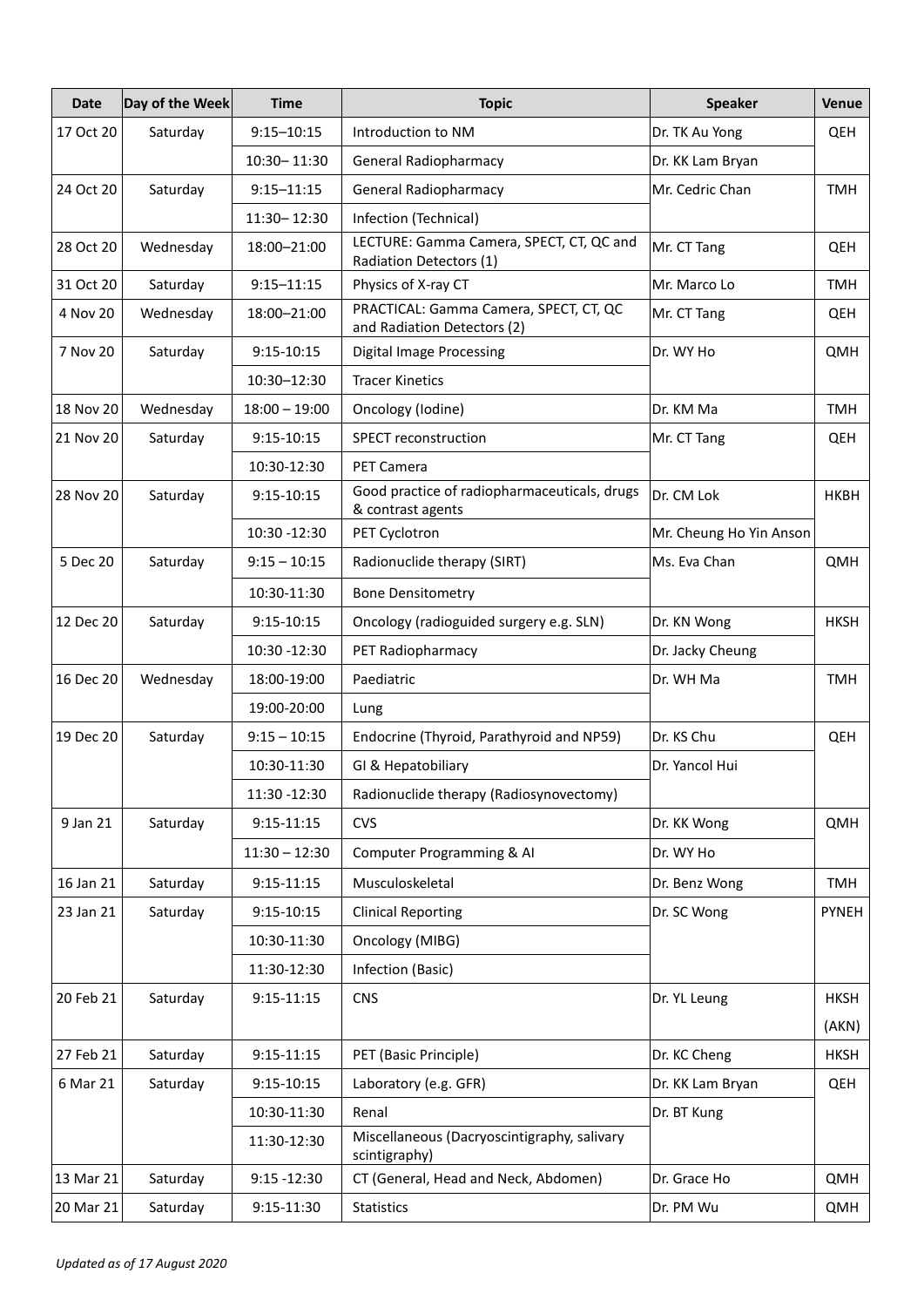| Date | Day of the Week | Time | Topic | Speaker | Venue |
|---|---|---|---|---|---|
| 17 Oct 20 | Saturday | 9:15–10:15 | Introduction to NM | Dr. TK Au Yong | QEH |
| | | 10:30– 11:30 | General Radiopharmacy | Dr. KK Lam Bryan | |
| 24 Oct 20 | Saturday | 9:15–11:15 | General Radiopharmacy | Mr. Cedric Chan | TMH |
| | | 11:30– 12:30 | Infection (Technical) | | |
| 28 Oct 20 | Wednesday | 18:00–21:00 | LECTURE: Gamma Camera, SPECT, CT, QC and Radiation Detectors (1) | Mr. CT Tang | QEH |
| 31 Oct 20 | Saturday | 9:15–11:15 | Physics of X-ray CT | Mr. Marco Lo | TMH |
| 4 Nov 20 | Wednesday | 18:00–21:00 | PRACTICAL: Gamma Camera, SPECT, CT, QC and Radiation Detectors (2) | Mr. CT Tang | QEH |
| 7 Nov 20 | Saturday | 9:15-10:15 | Digital Image Processing | Dr. WY Ho | QMH |
| | | 10:30–12:30 | Tracer Kinetics | | |
| 18 Nov 20 | Wednesday | 18:00 – 19:00 | Oncology (Iodine) | Dr. KM Ma | TMH |
| 21 Nov 20 | Saturday | 9:15-10:15 | SPECT reconstruction | Mr. CT Tang | QEH |
| | | 10:30-12:30 | PET Camera | | |
| 28 Nov 20 | Saturday | 9:15-10:15 | Good practice of radiopharmaceuticals, drugs & contrast agents | Dr. CM Lok | HKBH |
| | | 10:30 -12:30 | PET Cyclotron | Mr. Cheung Ho Yin Anson | |
| 5 Dec 20 | Saturday | 9:15 – 10:15 | Radionuclide therapy (SIRT) | Ms. Eva Chan | QMH |
| | | 10:30-11:30 | Bone Densitometry | | |
| 12 Dec 20 | Saturday | 9:15-10:15 | Oncology (radioguided surgery e.g. SLN) | Dr. KN Wong | HKSH |
| | | 10:30 -12:30 | PET Radiopharmacy | Dr. Jacky Cheung | |
| 16 Dec 20 | Wednesday | 18:00-19:00 | Paediatric | Dr. WH Ma | TMH |
| | | 19:00-20:00 | Lung | | |
| 19 Dec 20 | Saturday | 9:15 – 10:15 | Endocrine (Thyroid, Parathyroid and NP59) | Dr. KS Chu | QEH |
| | | 10:30-11:30 | GI & Hepatobiliary | Dr. Yancol Hui | |
| | | 11:30 -12:30 | Radionuclide therapy (Radiosynovectomy) | | |
| 9 Jan 21 | Saturday | 9:15-11:15 | CVS | Dr. KK Wong | QMH |
| | | 11:30 – 12:30 | Computer Programming & AI | Dr. WY Ho | |
| 16 Jan 21 | Saturday | 9:15-11:15 | Musculoskeletal | Dr. Benz Wong | TMH |
| 23 Jan 21 | Saturday | 9:15-10:15 | Clinical Reporting | Dr. SC Wong | PYNEH |
| | | 10:30-11:30 | Oncology (MIBG) | | |
| | | 11:30-12:30 | Infection (Basic) | | |
| 20 Feb 21 | Saturday | 9:15-11:15 | CNS | Dr. YL Leung | HKSH (AKN) |
| 27 Feb 21 | Saturday | 9:15-11:15 | PET (Basic Principle) | Dr. KC Cheng | HKSH |
| 6 Mar 21 | Saturday | 9:15-10:15 | Laboratory (e.g. GFR) | Dr. KK Lam Bryan | QEH |
| | | 10:30-11:30 | Renal | Dr. BT Kung | |
| | | 11:30-12:30 | Miscellaneous (Dacryoscintigraphy, salivary scintigraphy) | | |
| 13 Mar 21 | Saturday | 9:15 -12:30 | CT (General, Head and Neck, Abdomen) | Dr. Grace Ho | QMH |
| 20 Mar 21 | Saturday | 9:15-11:30 | Statistics | Dr. PM Wu | QMH |

*Updated as of 17 August 2020*